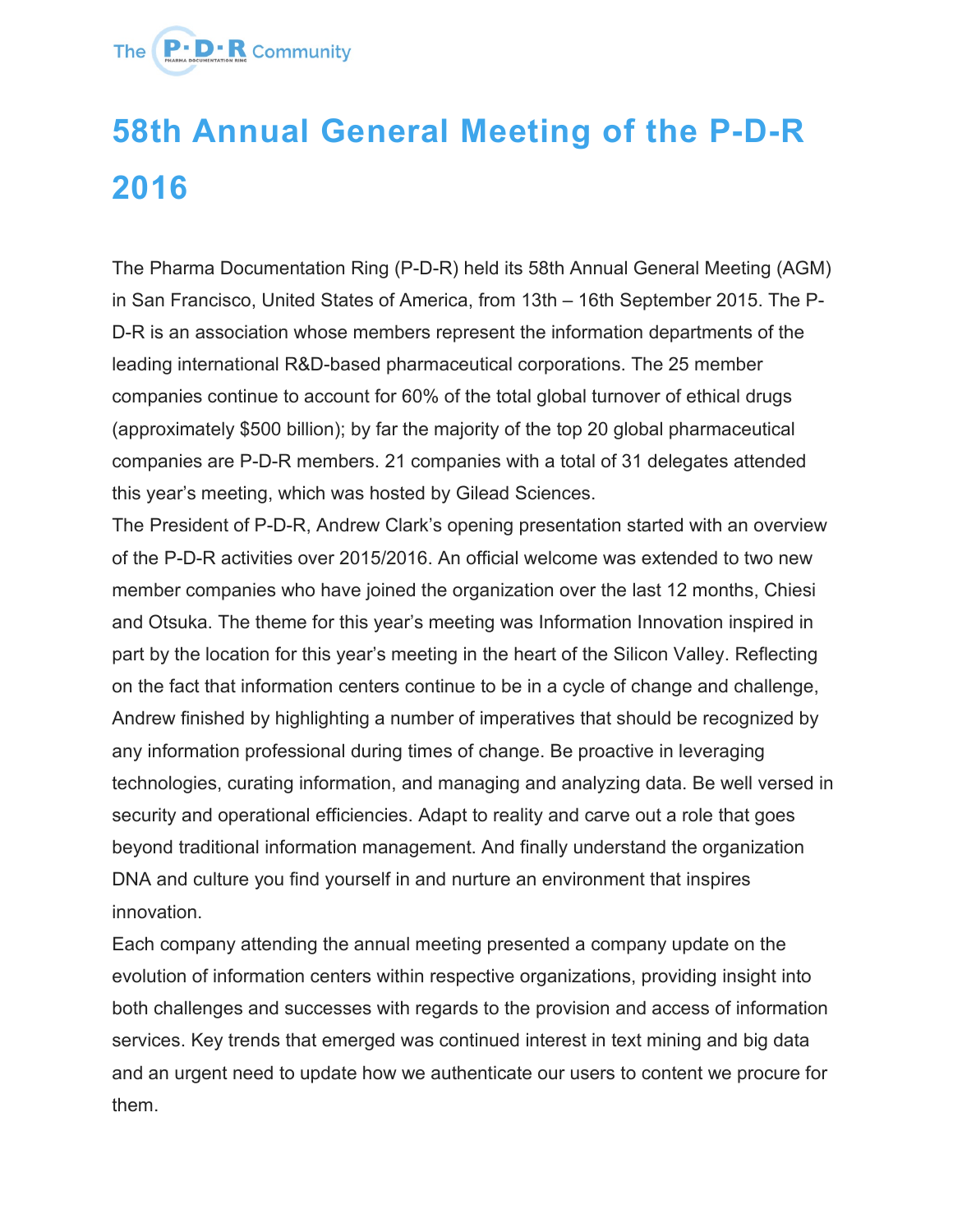The P·D·R Community

# 58th Annual General Meeting of the P-D-R 2016

The Pharma Documentation Ring (P-D-R) held its 58th Annual General Meeting (AGM) in San Francisco, United States of America, from 13th – 16th September 2015. The P-D-R is an association whose members represent the information departments of the leading international R&D-based pharmaceutical corporations. The 25 member companies continue to account for 60% of the total global turnover of ethical drugs (approximately $500 billion); by far the majority of the top 20 global pharmaceutical companies are P-D-R members. 21 companies with a total of 31 delegates attended this year's meeting, which was hosted by Gilead Sciences.

The President of P-D-R, Andrew Clark's opening presentation started with an overview of the P-D-R activities over 2015/2016. An official welcome was extended to two new member companies who have joined the organization over the last 12 months, Chiesi and Otsuka. The theme for this year's meeting was Information Innovation inspired in part by the location for this year's meeting in the heart of the Silicon Valley. Reflecting on the fact that information centers continue to be in a cycle of change and challenge, Andrew finished by highlighting a number of imperatives that should be recognized by any information professional during times of change. Be proactive in leveraging technologies, curating information, and managing and analyzing data. Be well versed in security and operational efficiencies. Adapt to reality and carve out a role that goes beyond traditional information management. And finally understand the organization DNA and culture you find yourself in and nurture an environment that inspires innovation.

Each company attending the annual meeting presented a company update on the evolution of information centers within respective organizations, providing insight into both challenges and successes with regards to the provision and access of information services. Key trends that emerged was continued interest in text mining and big data and an urgent need to update how we authenticate our users to content we procure for them.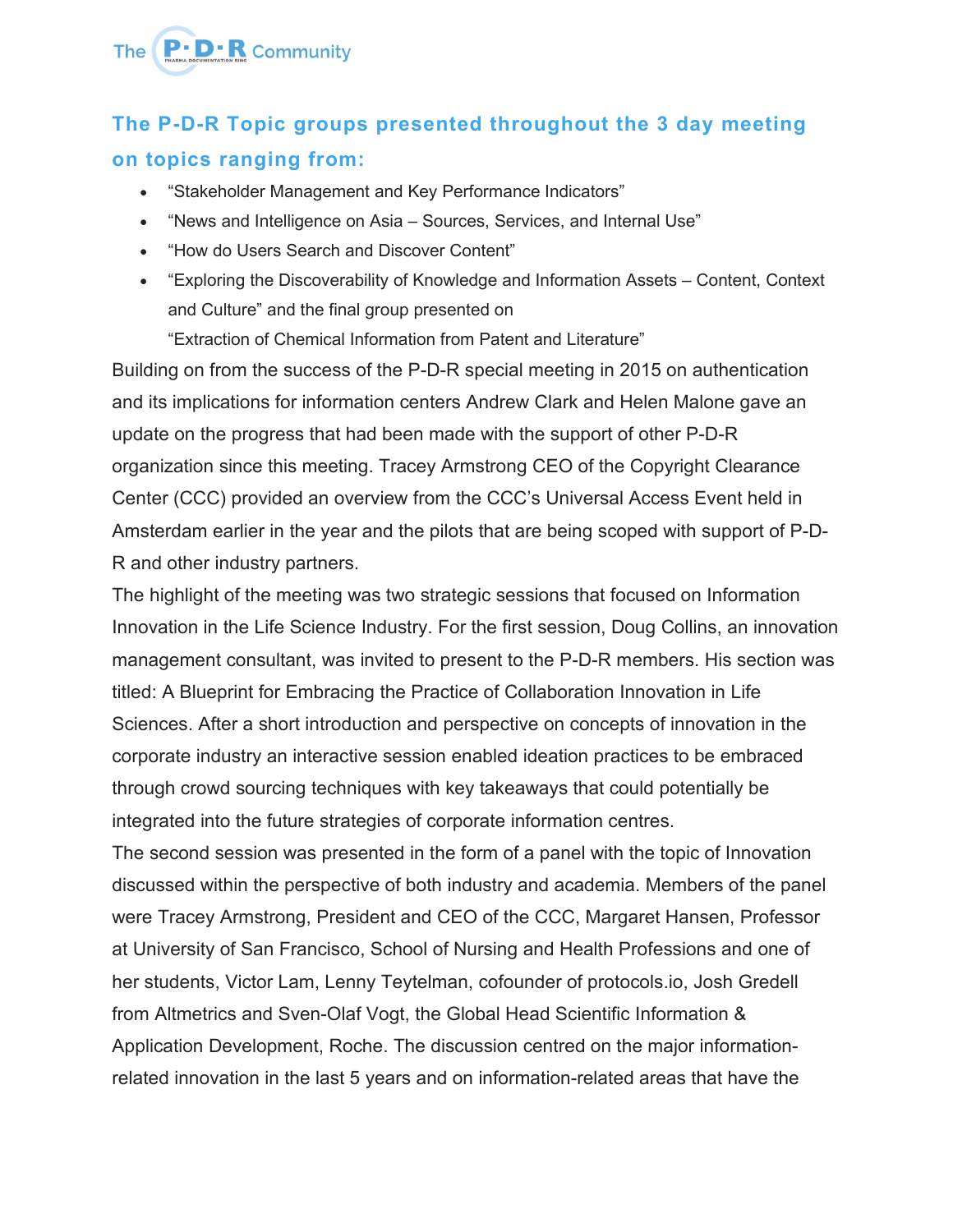## The P-D-R Topic groups presented throughout the 3 day meeting on topics ranging from:

- "Stakeholder Management and Key Performance Indicators"
- "News and Intelligence on Asia – Sources, Services, and Internal Use"
- "How do Users Search and Discover Content"
- "Exploring the Discoverability of Knowledge and Information Assets – Content, Context and Culture" and the final group presented on
  "Extraction of Chemical Information from Patent and Literature"

Building on from the success of the P-D-R special meeting in 2015 on authentication and its implications for information centers Andrew Clark and Helen Malone gave an update on the progress that had been made with the support of other P-D-R organization since this meeting. Tracey Armstrong CEO of the Copyright Clearance Center (CCC) provided an overview from the CCC's Universal Access Event held in Amsterdam earlier in the year and the pilots that are being scoped with support of P-D-R and other industry partners.

The highlight of the meeting was two strategic sessions that focused on Information Innovation in the Life Science Industry. For the first session, Doug Collins, an innovation management consultant, was invited to present to the P-D-R members. His section was titled: A Blueprint for Embracing the Practice of Collaboration Innovation in Life Sciences. After a short introduction and perspective on concepts of innovation in the corporate industry an interactive session enabled ideation practices to be embraced through crowd sourcing techniques with key takeaways that could potentially be integrated into the future strategies of corporate information centres.

The second session was presented in the form of a panel with the topic of Innovation discussed within the perspective of both industry and academia. Members of the panel were Tracey Armstrong, President and CEO of the CCC, Margaret Hansen, Professor at University of San Francisco, School of Nursing and Health Professions and one of her students, Victor Lam, Lenny Teytelman, cofounder of protocols.io, Josh Gredell from Altmetrics and Sven-Olaf Vogt, the Global Head Scientific Information & Application Development, Roche. The discussion centred on the major information-related innovation in the last 5 years and on information-related areas that have the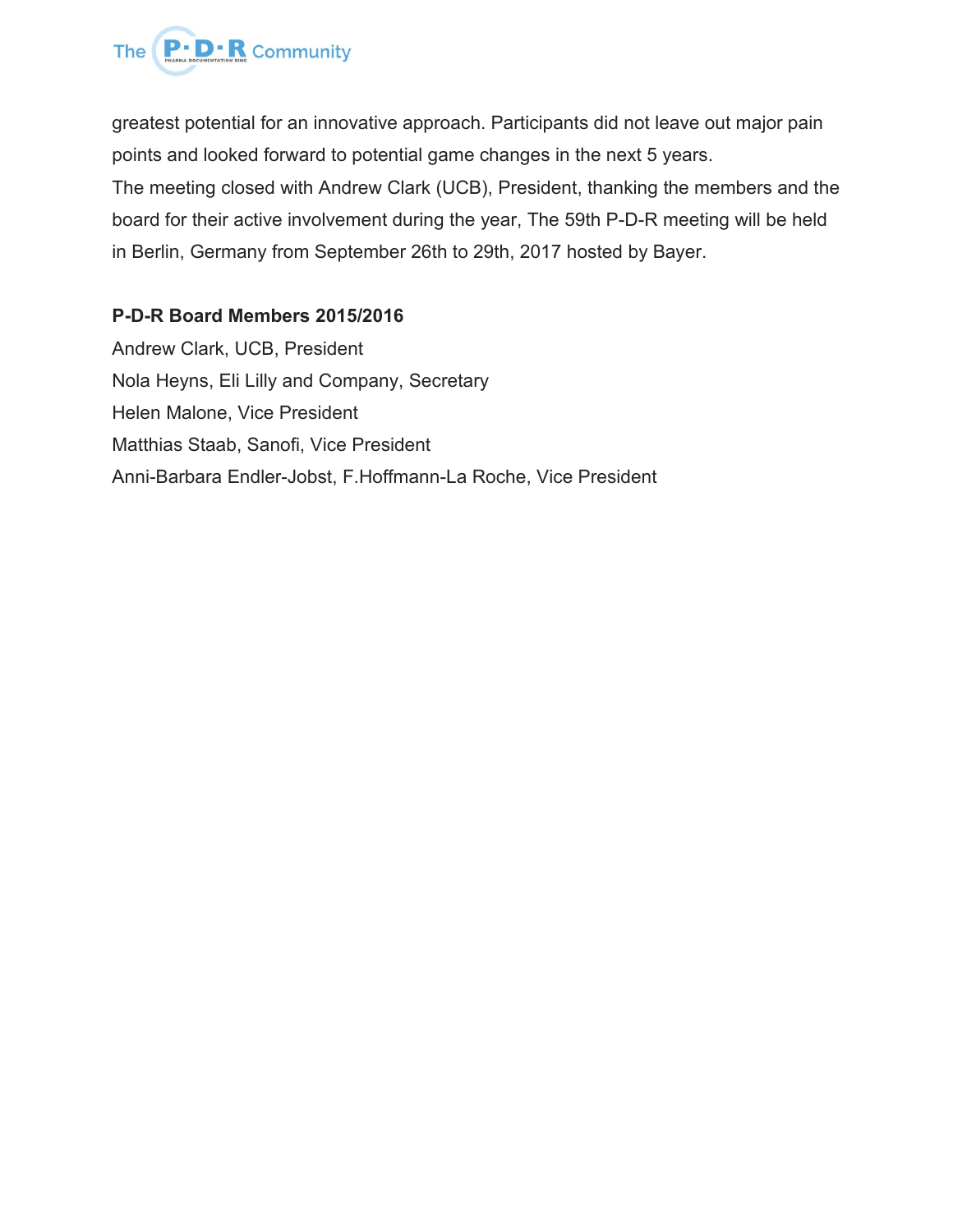greatest potential for an innovative approach. Participants did not leave out major pain points and looked forward to potential game changes in the next 5 years.
The meeting closed with Andrew Clark (UCB), President, thanking the members and the board for their active involvement during the year, The 59th P-D-R meeting will be held in Berlin, Germany from September 26th to 29th, 2017 hosted by Bayer.

**P-D-R Board Members 2015/2016**

Andrew Clark, UCB, President
Nola Heyns, Eli Lilly and Company, Secretary
Helen Malone, Vice President
Matthias Staab, Sanofi, Vice President
Anni-Barbara Endler-Jobst, F.Hoffmann-La Roche, Vice President